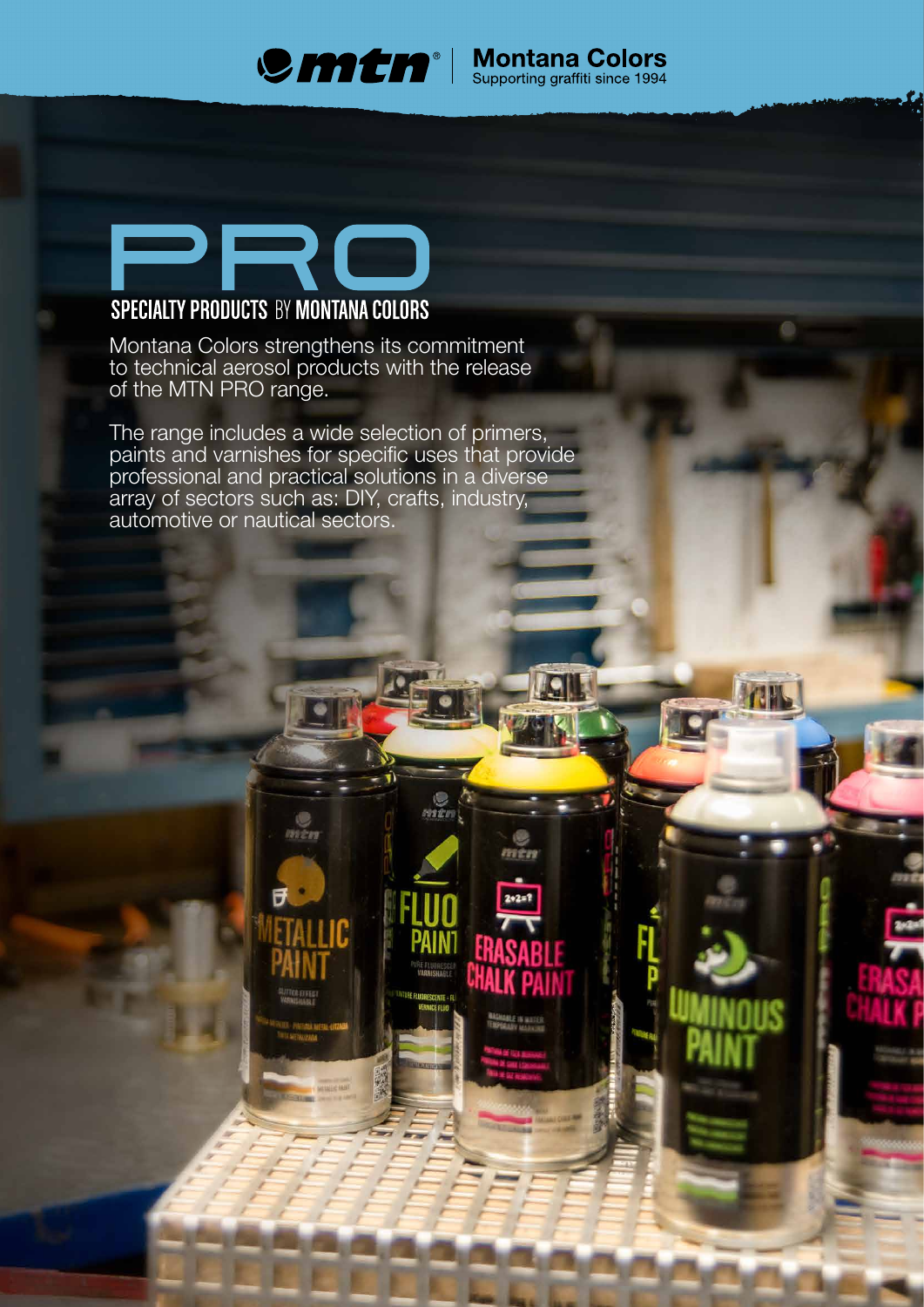Montana Colors
Supporting graffiti since 1994

# PRO

## SPECIALTY PRODUCTS BY MONTANA COLORS

Montana Colors strengthens its commitment to technical aerosol products with the release of the MTN PRO range.

The range includes a wide selection of primers, paints and varnishes for specific uses that provide professional and practical solutions in a diverse array of sectors such as: DIY, crafts, industry, automotive or nautical sectors.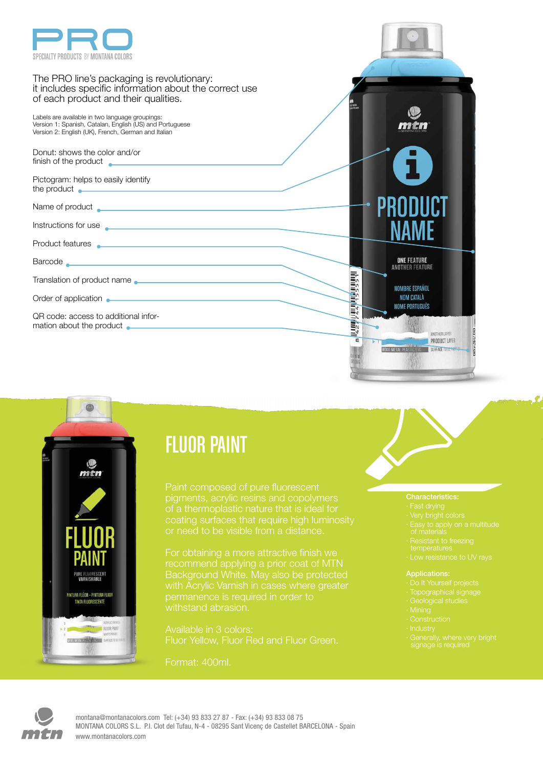# PRO

SPECIALTY PRODUCTS BY MONTANA COLORS

The PRO line's packaging is revolutionary: it includes specific information about the correct use of each product and their qualities.

Labels are available in two language groupings:
Version 1: Spanish, Catalan, English (US) and Portuguese
Version 2: English (UK), French, German and Italian

- Donut: shows the color and/or finish of the product
- Pictogram: helps to easily identify the product
- Name of product
- Instructions for use
- Product features
- Barcode
- Translation of product name
- Order of application
- QR code: access to additional information about the product

## FLUOR PAINT

Paint composed of pure fluorescent pigments, acrylic resins and copolymers of a thermoplastic nature that is ideal for coating surfaces that require high luminosity or need to be visible from a distance.

For obtaining a more attractive finish we recommend applying a prior coat of MTN Background White. May also be protected with Acrylic Varnish in cases where greater permanence is required in order to withstand abrasion.

Available in 3 colors:
Fluor Yellow, Fluor Red and Fluor Green.

Format: 400ml.

**Characteristics:**

- Fast drying
- Very bright colors
- Easy to apply on a multitude of materials
- Resistant to freezing temperatures
- Low resistance to UV rays

**Applications:**

- Do It Yourself projects
- Topographical signage
- Geological studies
- Mining
- Construction
- Industry
- Generally, where very bright signage is required

montana@montanacolors.com Tel: (+34) 93 833 27 87 - Fax: (+34) 93 833 08 75
MONTANA COLORS S.L. P.I. Clot del Tufau, N-4 - 08295 Sant Vicenç de Castellet BARCELONA - Spain
www.montanacolors.com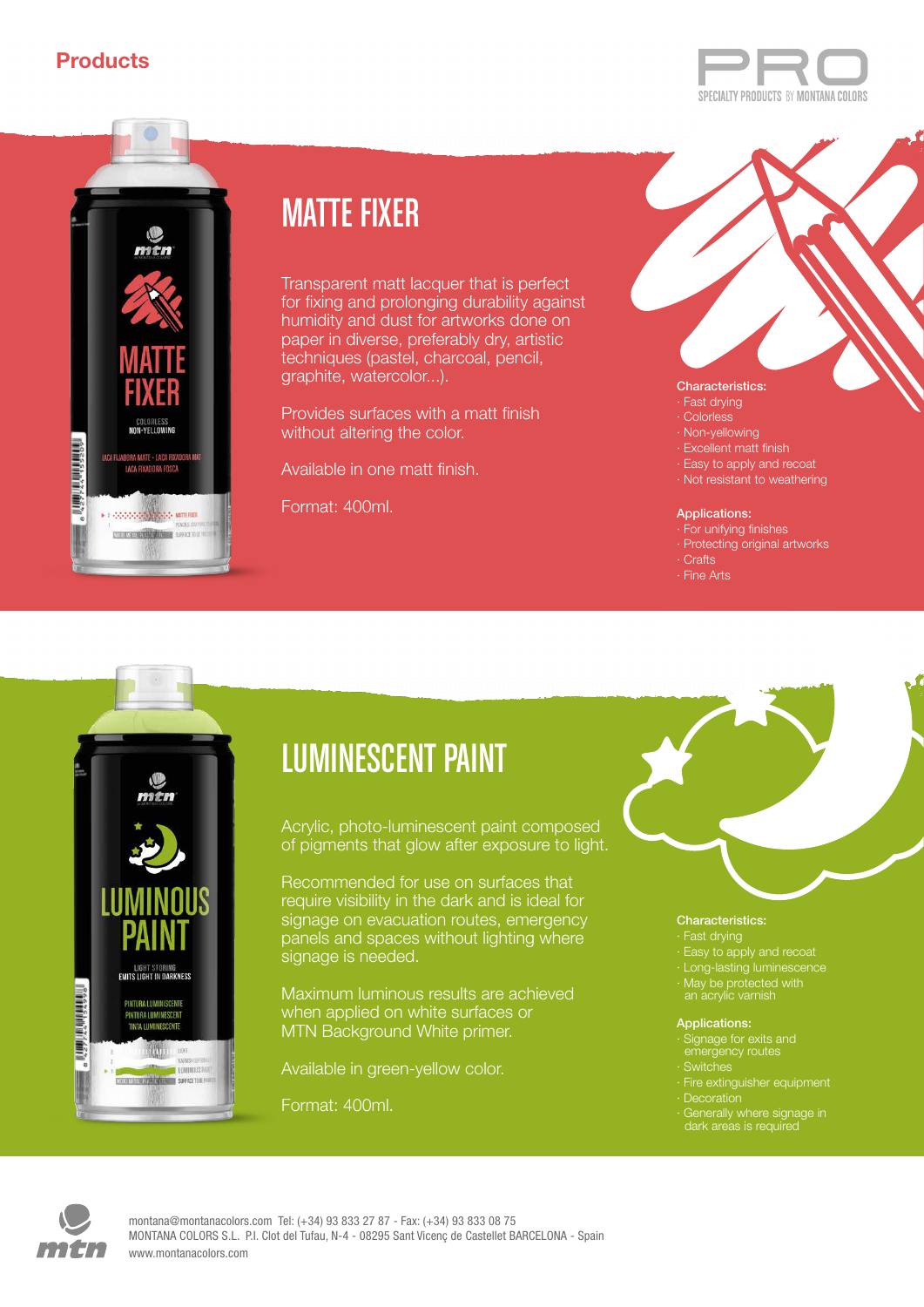# Products

## MATTE FIXER

Transparent matt lacquer that is perfect for fixing and prolonging durability against humidity and dust for artworks done on paper in diverse, preferably dry, artistic techniques (pastel, charcoal, pencil, graphite, watercolor...).

Provides surfaces with a matt finish without altering the color.

Available in one matt finish.

Format: 400ml.

**Characteristics:**

- Fast drying
- Colorless
- Non-yellowing
- Excellent matt finish
- Easy to apply and recoat
- Not resistant to weathering

**Applications:**

- For unifying finishes
- Protecting original artworks
- Crafts
- Fine Arts

## LUMINESCENT PAINT

Acrylic, photo-luminescent paint composed of pigments that glow after exposure to light.

Recommended for use on surfaces that require visibility in the dark and is ideal for signage on evacuation routes, emergency panels and spaces without lighting where signage is needed.

Maximum luminous results are achieved when applied on white surfaces or MTN Background White primer.

Available in green-yellow color.

Format: 400ml.

**Characteristics:**

- Fast drying
- Easy to apply and recoat
- Long-lasting luminescence
- May be protected with an acrylic varnish

**Applications:**

- Signage for exits and emergency routes
- Switches
- Fire extinguisher equipment
- Decoration
- Generally where signage in dark areas is required

montana@montanacolors.com Tel: (+34) 93 833 27 87 - Fax: (+34) 93 833 08 75
MONTANA COLORS S.L. P.I. Clot del Tufau, N-4 - 08295 Sant Vicenç de Castellet BARCELONA - Spain
www.montanacolors.com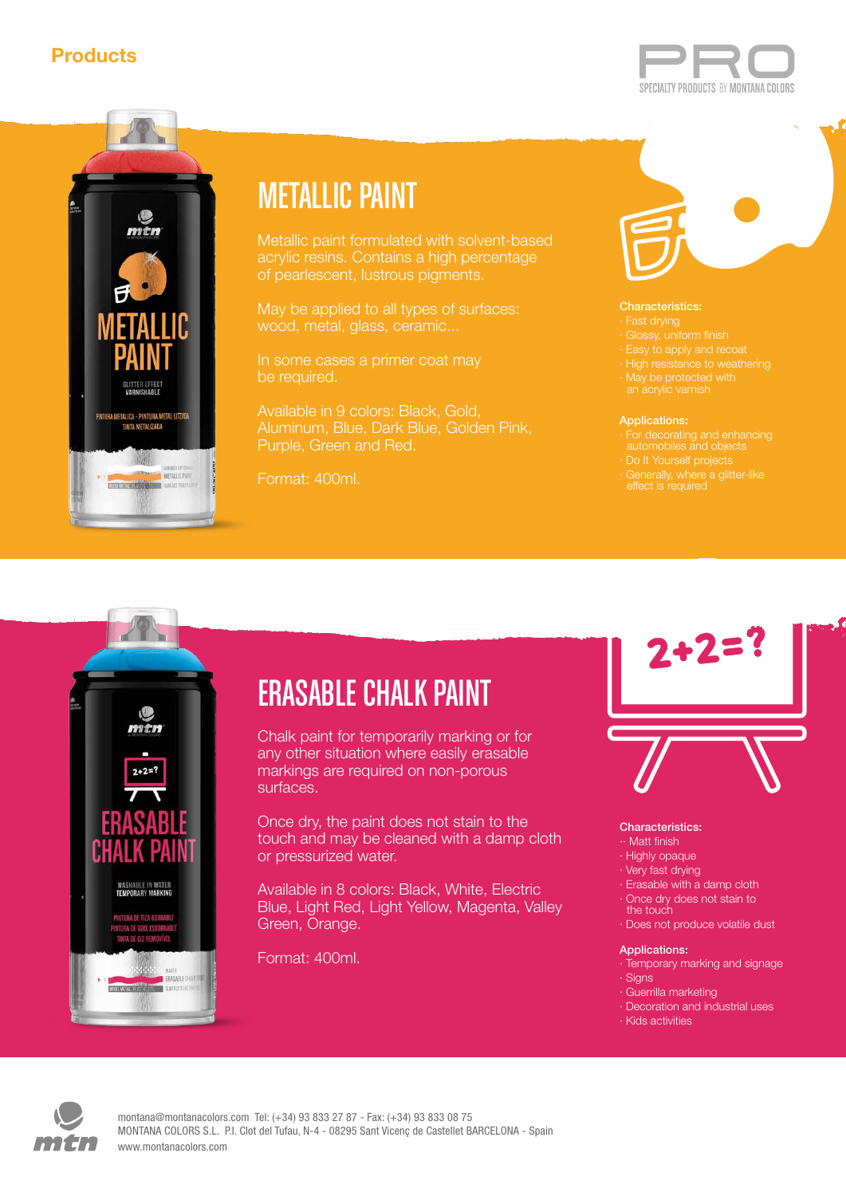Products

PRO
SPECIALTY PRODUCTS BY MONTANA COLORS

## METALLIC PAINT

Metallic paint formulated with solvent-based acrylic resins. Contains a high percentage of pearlescent, lustrous pigments.

May be applied to all types of surfaces: wood, metal, glass, ceramic...

In some cases a primer coat may be required.

Available in 9 colors: Black, Gold, Aluminum, Blue, Dark Blue, Golden Pink, Purple, Green and Red.

Format: 400ml.

**Characteristics:**

- Fast drying
- Glossy, uniform finish
- Easy to apply and recoat
- High resistance to weathering
- May be protected with an acrylic varnish

**Applications:**

- For decorating and enhancing automobiles and objects
- Do It Yourself projects
- Generally, where a glitter-like effect is required

## ERASABLE CHALK PAINT

Chalk paint for temporarily marking or for any other situation where easily erasable markings are required on non-porous surfaces.

Once dry, the paint does not stain to the touch and may be cleaned with a damp cloth or pressurized water.

Available in 8 colors: Black, White, Electric Blue, Light Red, Light Yellow, Magenta, Valley Green, Orange.

Format: 400ml.

**Characteristics:**

- Matt finish
- Highly opaque
- Very fast drying
- Erasable with a damp cloth
- Once dry does not stain to the touch
- Does not produce volatile dust

**Applications:**

- Temporary marking and signage
- Signs
- Guerrilla marketing
- Decoration and industrial uses
- Kids activities

montana@montanacolors.com Tel: (+34) 93 833 27 87 - Fax: (+34) 93 833 08 75
MONTANA COLORS S.L. P.I. Clot del Tufau, N-4 - 08295 Sant Vicenç de Castellet BARCELONA - Spain
www.montanacolors.com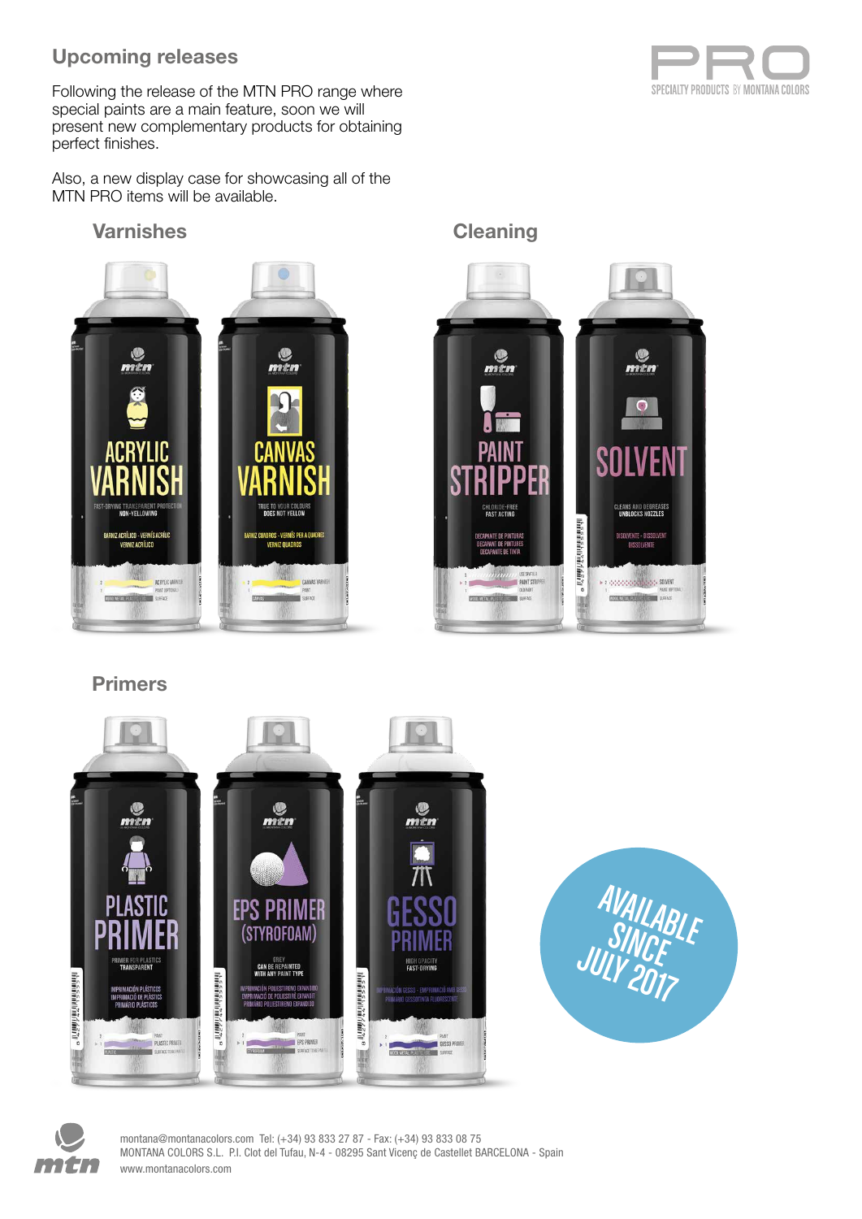## Upcoming releases

Following the release of the MTN PRO range where special paints are a main feature, soon we will present new complementary products for obtaining perfect finishes.

Also, a new display case for showcasing all of the MTN PRO items will be available.

### Varnishes

### Cleaning

### Primers

AVAILABLE SINCE JULY 2017

montana@montanacolors.com Tel: (+34) 93 833 27 87 - Fax: (+34) 93 833 08 75
MONTANA COLORS S.L. P.I. Clot del Tufau, N-4 - 08295 Sant Vicenç de Castellet BARCELONA - Spain
www.montanacolors.com